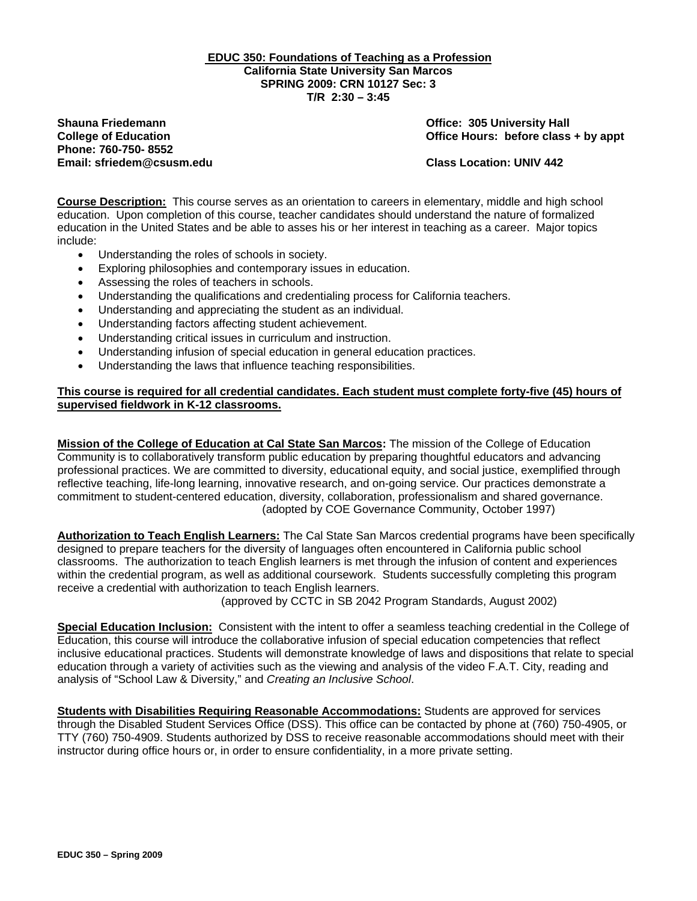# EDUC 350: Foundations of Teaching as a Profession

**California State University San Marcos**
**SPRING 2009: CRN 10127 Sec: 3**
**T/R 2:30 – 3:45**

**Shauna Friedemann**
**College of Education**
**Phone: 760-750- 8552**
**Email: sfriedem@csusm.edu**

**Office: 305 University Hall**
**Office Hours: before class + by appt**

**Class Location: UNIV 442**

**Course Description:** This course serves as an orientation to careers in elementary, middle and high school education. Upon completion of this course, teacher candidates should understand the nature of formalized education in the United States and be able to asses his or her interest in teaching as a career. Major topics include:

- Understanding the roles of schools in society.
- Exploring philosophies and contemporary issues in education.
- Assessing the roles of teachers in schools.
- Understanding the qualifications and credentialing process for California teachers.
- Understanding and appreciating the student as an individual.
- Understanding factors affecting student achievement.
- Understanding critical issues in curriculum and instruction.
- Understanding infusion of special education in general education practices.
- Understanding the laws that influence teaching responsibilities.

**This course is required for all credential candidates. Each student must complete forty-five (45) hours of supervised fieldwork in K-12 classrooms.**

**Mission of the College of Education at Cal State San Marcos:** The mission of the College of Education Community is to collaboratively transform public education by preparing thoughtful educators and advancing professional practices. We are committed to diversity, educational equity, and social justice, exemplified through reflective teaching, life-long learning, innovative research, and on-going service. Our practices demonstrate a commitment to student-centered education, diversity, collaboration, professionalism and shared governance.
(adopted by COE Governance Community, October 1997)

**Authorization to Teach English Learners:** The Cal State San Marcos credential programs have been specifically designed to prepare teachers for the diversity of languages often encountered in California public school classrooms. The authorization to teach English learners is met through the infusion of content and experiences within the credential program, as well as additional coursework. Students successfully completing this program receive a credential with authorization to teach English learners.
(approved by CCTC in SB 2042 Program Standards, August 2002)

**Special Education Inclusion:** Consistent with the intent to offer a seamless teaching credential in the College of Education, this course will introduce the collaborative infusion of special education competencies that reflect inclusive educational practices. Students will demonstrate knowledge of laws and dispositions that relate to special education through a variety of activities such as the viewing and analysis of the video F.A.T. City, reading and analysis of "School Law & Diversity," and *Creating an Inclusive School*.

**Students with Disabilities Requiring Reasonable Accommodations:** Students are approved for services through the Disabled Student Services Office (DSS). This office can be contacted by phone at (760) 750-4905, or TTY (760) 750-4909. Students authorized by DSS to receive reasonable accommodations should meet with their instructor during office hours or, in order to ensure confidentiality, in a more private setting.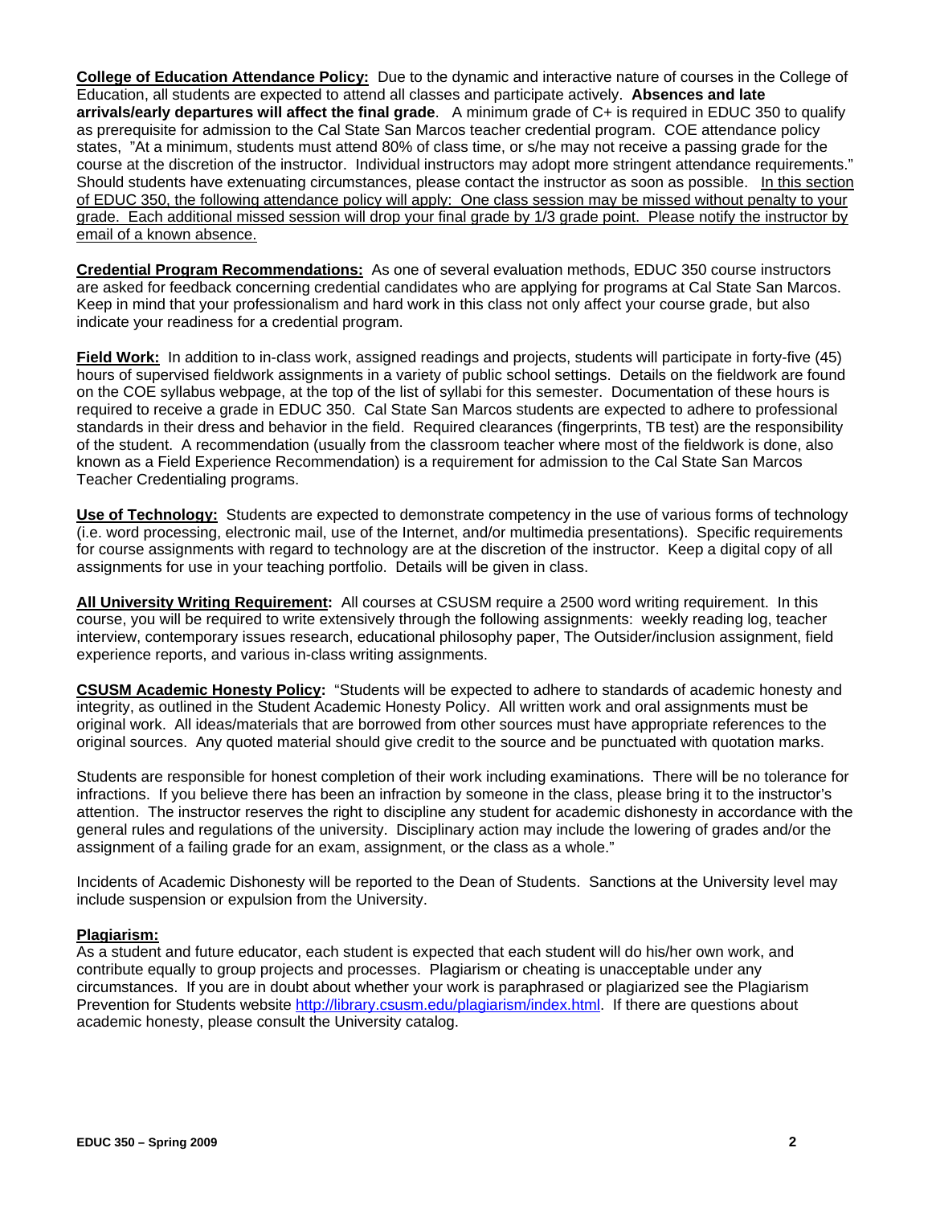**College of Education Attendance Policy:** Due to the dynamic and interactive nature of courses in the College of Education, all students are expected to attend all classes and participate actively. **Absences and late arrivals/early departures will affect the final grade**. A minimum grade of C+ is required in EDUC 350 to qualify as prerequisite for admission to the Cal State San Marcos teacher credential program. COE attendance policy states, "At a minimum, students must attend 80% of class time, or s/he may not receive a passing grade for the course at the discretion of the instructor. Individual instructors may adopt more stringent attendance requirements." Should students have extenuating circumstances, please contact the instructor as soon as possible. In this section of EDUC 350, the following attendance policy will apply: One class session may be missed without penalty to your grade. Each additional missed session will drop your final grade by 1/3 grade point. Please notify the instructor by email of a known absence.

**Credential Program Recommendations:** As one of several evaluation methods, EDUC 350 course instructors are asked for feedback concerning credential candidates who are applying for programs at Cal State San Marcos. Keep in mind that your professionalism and hard work in this class not only affect your course grade, but also indicate your readiness for a credential program.

**Field Work:** In addition to in-class work, assigned readings and projects, students will participate in forty-five (45) hours of supervised fieldwork assignments in a variety of public school settings. Details on the fieldwork are found on the COE syllabus webpage, at the top of the list of syllabi for this semester. Documentation of these hours is required to receive a grade in EDUC 350. Cal State San Marcos students are expected to adhere to professional standards in their dress and behavior in the field. Required clearances (fingerprints, TB test) are the responsibility of the student. A recommendation (usually from the classroom teacher where most of the fieldwork is done, also known as a Field Experience Recommendation) is a requirement for admission to the Cal State San Marcos Teacher Credentialing programs.

**Use of Technology:** Students are expected to demonstrate competency in the use of various forms of technology (i.e. word processing, electronic mail, use of the Internet, and/or multimedia presentations). Specific requirements for course assignments with regard to technology are at the discretion of the instructor. Keep a digital copy of all assignments for use in your teaching portfolio. Details will be given in class.

**All University Writing Requirement:** All courses at CSUSM require a 2500 word writing requirement. In this course, you will be required to write extensively through the following assignments: weekly reading log, teacher interview, contemporary issues research, educational philosophy paper, The Outsider/inclusion assignment, field experience reports, and various in-class writing assignments.

**CSUSM Academic Honesty Policy:** "Students will be expected to adhere to standards of academic honesty and integrity, as outlined in the Student Academic Honesty Policy. All written work and oral assignments must be original work. All ideas/materials that are borrowed from other sources must have appropriate references to the original sources. Any quoted material should give credit to the source and be punctuated with quotation marks.

Students are responsible for honest completion of their work including examinations. There will be no tolerance for infractions. If you believe there has been an infraction by someone in the class, please bring it to the instructor's attention. The instructor reserves the right to discipline any student for academic dishonesty in accordance with the general rules and regulations of the university. Disciplinary action may include the lowering of grades and/or the assignment of a failing grade for an exam, assignment, or the class as a whole."

Incidents of Academic Dishonesty will be reported to the Dean of Students. Sanctions at the University level may include suspension or expulsion from the University.

**Plagiarism:**
As a student and future educator, each student is expected that each student will do his/her own work, and contribute equally to group projects and processes. Plagiarism or cheating is unacceptable under any circumstances. If you are in doubt about whether your work is paraphrased or plagiarized see the Plagiarism Prevention for Students website http://library.csusm.edu/plagiarism/index.html. If there are questions about academic honesty, please consult the University catalog.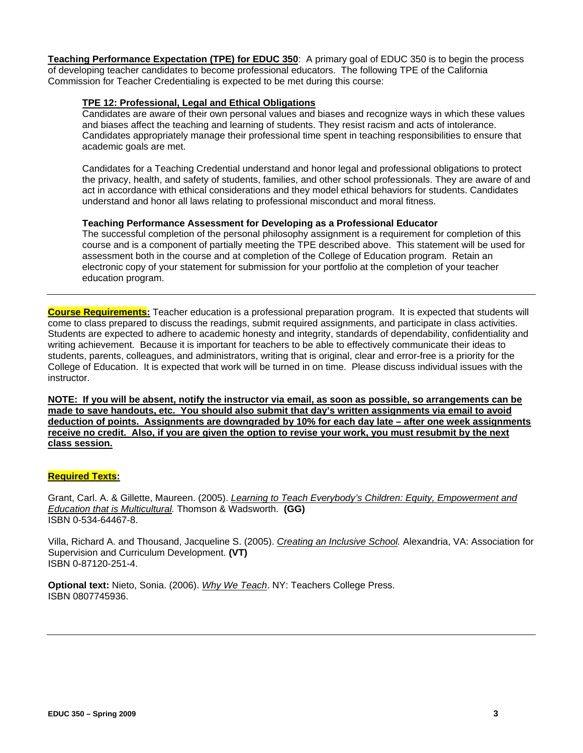**Teaching Performance Expectation (TPE) for EDUC 350**: A primary goal of EDUC 350 is to begin the process of developing teacher candidates to become professional educators. The following TPE of the California Commission for Teacher Credentialing is expected to be met during this course:

**TPE 12: Professional, Legal and Ethical Obligations**

Candidates are aware of their own personal values and biases and recognize ways in which these values and biases affect the teaching and learning of students. They resist racism and acts of intolerance. Candidates appropriately manage their professional time spent in teaching responsibilities to ensure that academic goals are met.

Candidates for a Teaching Credential understand and honor legal and professional obligations to protect the privacy, health, and safety of students, families, and other school professionals. They are aware of and act in accordance with ethical considerations and they model ethical behaviors for students. Candidates understand and honor all laws relating to professional misconduct and moral fitness.

**Teaching Performance Assessment for Developing as a Professional Educator**

The successful completion of the personal philosophy assignment is a requirement for completion of this course and is a component of partially meeting the TPE described above. This statement will be used for assessment both in the course and at completion of the College of Education program. Retain an electronic copy of your statement for submission for your portfolio at the completion of your teacher education program.

---

**Course Requirements:** Teacher education is a professional preparation program. It is expected that students will come to class prepared to discuss the readings, submit required assignments, and participate in class activities. Students are expected to adhere to academic honesty and integrity, standards of dependability, confidentiality and writing achievement. Because it is important for teachers to be able to effectively communicate their ideas to students, parents, colleagues, and administrators, writing that is original, clear and error-free is a priority for the College of Education. It is expected that work will be turned in on time. Please discuss individual issues with the instructor.

**NOTE: If you will be absent, notify the instructor via email, as soon as possible, so arrangements can be made to save handouts, etc. You should also submit that day's written assignments via email to avoid deduction of points. Assignments are downgraded by 10% for each day late – after one week assignments receive no credit. Also, if you are given the option to revise your work, you must resubmit by the next class session.**

**Required Texts:**

Grant, Carl. A. & Gillette, Maureen. (2005). *Learning to Teach Everybody's Children: Equity, Empowerment and Education that is Multicultural.* Thomson & Wadsworth. **(GG)**
ISBN 0-534-64467-8.

Villa, Richard A. and Thousand, Jacqueline S. (2005). *Creating an Inclusive School.* Alexandria, VA: Association for Supervision and Curriculum Development. **(VT)**
ISBN 0-87120-251-4.

**Optional text:** Nieto, Sonia. (2006). *Why We Teach*. NY: Teachers College Press.
ISBN 0807745936.

---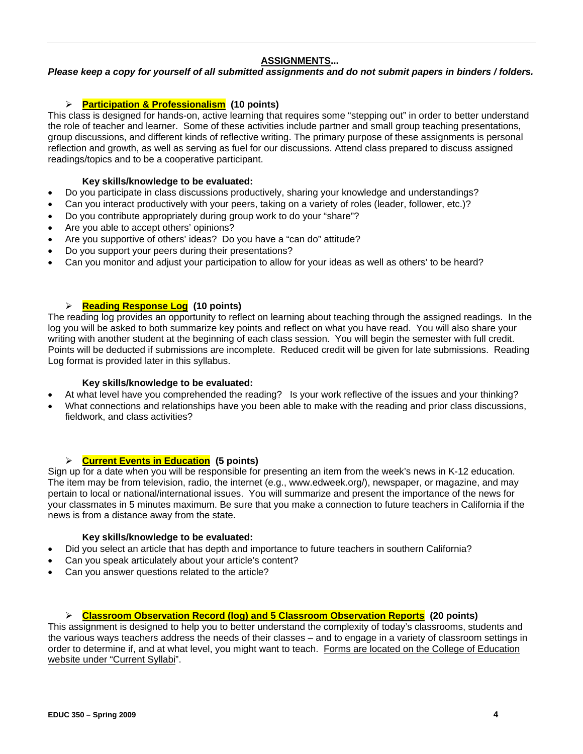## ASSIGNMENTS...

***Please keep a copy for yourself of all submitted assignments and do not submit papers in binders / folders.***

### ➢ Participation & Professionalism (10 points)

This class is designed for hands-on, active learning that requires some "stepping out" in order to better understand the role of teacher and learner. Some of these activities include partner and small group teaching presentations, group discussions, and different kinds of reflective writing. The primary purpose of these assignments is personal reflection and growth, as well as serving as fuel for our discussions. Attend class prepared to discuss assigned readings/topics and to be a cooperative participant.

**Key skills/knowledge to be evaluated:**

- Do you participate in class discussions productively, sharing your knowledge and understandings?
- Can you interact productively with your peers, taking on a variety of roles (leader, follower, etc.)?
- Do you contribute appropriately during group work to do your "share"?
- Are you able to accept others' opinions?
- Are you supportive of others' ideas? Do you have a "can do" attitude?
- Do you support your peers during their presentations?
- Can you monitor and adjust your participation to allow for your ideas as well as others' to be heard?

### ➢ Reading Response Log (10 points)

The reading log provides an opportunity to reflect on learning about teaching through the assigned readings. In the log you will be asked to both summarize key points and reflect on what you have read. You will also share your writing with another student at the beginning of each class session. You will begin the semester with full credit. Points will be deducted if submissions are incomplete. Reduced credit will be given for late submissions. Reading Log format is provided later in this syllabus.

**Key skills/knowledge to be evaluated:**

- At what level have you comprehended the reading? Is your work reflective of the issues and your thinking?
- What connections and relationships have you been able to make with the reading and prior class discussions, fieldwork, and class activities?

### ➢ Current Events in Education (5 points)

Sign up for a date when you will be responsible for presenting an item from the week's news in K-12 education. The item may be from television, radio, the internet (e.g., www.edweek.org/), newspaper, or magazine, and may pertain to local or national/international issues. You will summarize and present the importance of the news for your classmates in 5 minutes maximum. Be sure that you make a connection to future teachers in California if the news is from a distance away from the state.

**Key skills/knowledge to be evaluated:**

- Did you select an article that has depth and importance to future teachers in southern California?
- Can you speak articulately about your article's content?
- Can you answer questions related to the article?

### ➢ Classroom Observation Record (log) and 5 Classroom Observation Reports (20 points)

This assignment is designed to help you to better understand the complexity of today's classrooms, students and the various ways teachers address the needs of their classes – and to engage in a variety of classroom settings in order to determine if, and at what level, you might want to teach. Forms are located on the College of Education website under "Current Syllabi".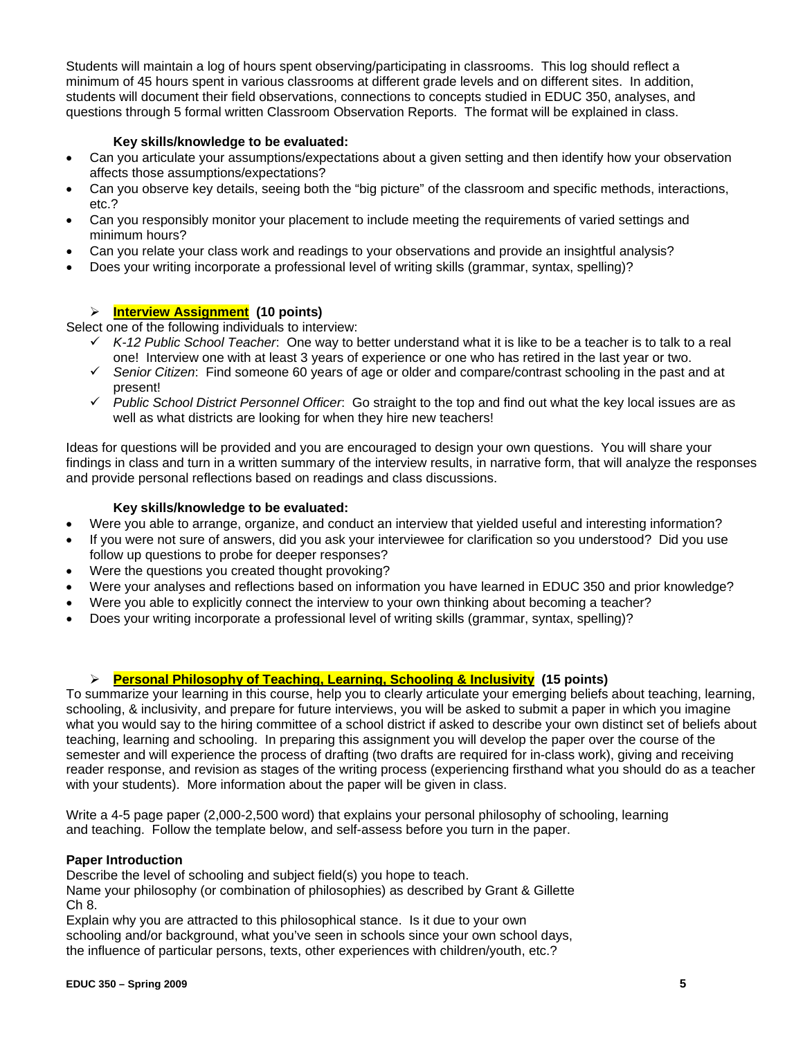Students will maintain a log of hours spent observing/participating in classrooms. This log should reflect a minimum of 45 hours spent in various classrooms at different grade levels and on different sites. In addition, students will document their field observations, connections to concepts studied in EDUC 350, analyses, and questions through 5 formal written Classroom Observation Reports. The format will be explained in class.

**Key skills/knowledge to be evaluated:**

- Can you articulate your assumptions/expectations about a given setting and then identify how your observation affects those assumptions/expectations?
- Can you observe key details, seeing both the "big picture" of the classroom and specific methods, interactions, etc.?
- Can you responsibly monitor your placement to include meeting the requirements of varied settings and minimum hours?
- Can you relate your class work and readings to your observations and provide an insightful analysis?
- Does your writing incorporate a professional level of writing skills (grammar, syntax, spelling)?

- **Interview Assignment (10 points)**

Select one of the following individuals to interview:

- ✓ *K-12 Public School Teacher*: One way to better understand what it is like to be a teacher is to talk to a real one! Interview one with at least 3 years of experience or one who has retired in the last year or two.
- ✓ *Senior Citizen*: Find someone 60 years of age or older and compare/contrast schooling in the past and at present!
- ✓ *Public School District Personnel Officer*: Go straight to the top and find out what the key local issues are as well as what districts are looking for when they hire new teachers!

Ideas for questions will be provided and you are encouraged to design your own questions. You will share your findings in class and turn in a written summary of the interview results, in narrative form, that will analyze the responses and provide personal reflections based on readings and class discussions.

**Key skills/knowledge to be evaluated:**

- Were you able to arrange, organize, and conduct an interview that yielded useful and interesting information?
- If you were not sure of answers, did you ask your interviewee for clarification so you understood? Did you use follow up questions to probe for deeper responses?
- Were the questions you created thought provoking?
- Were your analyses and reflections based on information you have learned in EDUC 350 and prior knowledge?
- Were you able to explicitly connect the interview to your own thinking about becoming a teacher?
- Does your writing incorporate a professional level of writing skills (grammar, syntax, spelling)?

- **Personal Philosophy of Teaching, Learning, Schooling & Inclusivity (15 points)**

To summarize your learning in this course, help you to clearly articulate your emerging beliefs about teaching, learning, schooling, & inclusivity, and prepare for future interviews, you will be asked to submit a paper in which you imagine what you would say to the hiring committee of a school district if asked to describe your own distinct set of beliefs about teaching, learning and schooling. In preparing this assignment you will develop the paper over the course of the semester and will experience the process of drafting (two drafts are required for in-class work), giving and receiving reader response, and revision as stages of the writing process (experiencing firsthand what you should do as a teacher with your students). More information about the paper will be given in class.

Write a 4-5 page paper (2,000-2,500 word) that explains your personal philosophy of schooling, learning and teaching. Follow the template below, and self-assess before you turn in the paper.

**Paper Introduction**

Describe the level of schooling and subject field(s) you hope to teach.
Name your philosophy (or combination of philosophies) as described by Grant & Gillette Ch 8.
Explain why you are attracted to this philosophical stance. Is it due to your own schooling and/or background, what you've seen in schools since your own school days, the influence of particular persons, texts, other experiences with children/youth, etc.?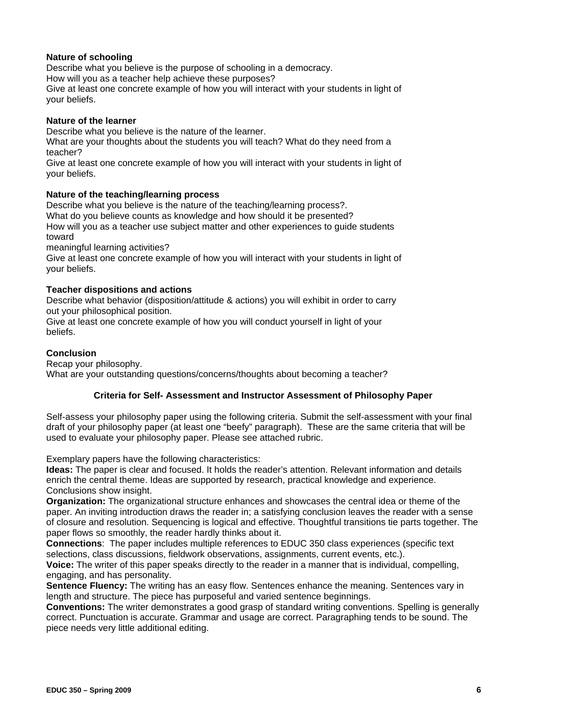**Nature of schooling**
Describe what you believe is the purpose of schooling in a democracy.
How will you as a teacher help achieve these purposes?
Give at least one concrete example of how you will interact with your students in light of your beliefs.

**Nature of the learner**
Describe what you believe is the nature of the learner.
What are your thoughts about the students you will teach? What do they need from a teacher?
Give at least one concrete example of how you will interact with your students in light of your beliefs.

**Nature of the teaching/learning process**
Describe what you believe is the nature of the teaching/learning process?.
What do you believe counts as knowledge and how should it be presented?
How will you as a teacher use subject matter and other experiences to guide students toward
meaningful learning activities?
Give at least one concrete example of how you will interact with your students in light of your beliefs.

**Teacher dispositions and actions**
Describe what behavior (disposition/attitude & actions) you will exhibit in order to carry out your philosophical position.
Give at least one concrete example of how you will conduct yourself in light of your beliefs.

**Conclusion**
Recap your philosophy.
What are your outstanding questions/concerns/thoughts about becoming a teacher?

### Criteria for Self- Assessment and Instructor Assessment of Philosophy Paper

Self-assess your philosophy paper using the following criteria. Submit the self-assessment with your final draft of your philosophy paper (at least one "beefy" paragraph). These are the same criteria that will be used to evaluate your philosophy paper. Please see attached rubric.

Exemplary papers have the following characteristics:
**Ideas:** The paper is clear and focused. It holds the reader's attention. Relevant information and details enrich the central theme. Ideas are supported by research, practical knowledge and experience. Conclusions show insight.
**Organization:** The organizational structure enhances and showcases the central idea or theme of the paper. An inviting introduction draws the reader in; a satisfying conclusion leaves the reader with a sense of closure and resolution. Sequencing is logical and effective. Thoughtful transitions tie parts together. The paper flows so smoothly, the reader hardly thinks about it.
**Connections**: The paper includes multiple references to EDUC 350 class experiences (specific text selections, class discussions, fieldwork observations, assignments, current events, etc.).
**Voice:** The writer of this paper speaks directly to the reader in a manner that is individual, compelling, engaging, and has personality.
**Sentence Fluency:** The writing has an easy flow. Sentences enhance the meaning. Sentences vary in length and structure. The piece has purposeful and varied sentence beginnings.
**Conventions:** The writer demonstrates a good grasp of standard writing conventions. Spelling is generally correct. Punctuation is accurate. Grammar and usage are correct. Paragraphing tends to be sound. The piece needs very little additional editing.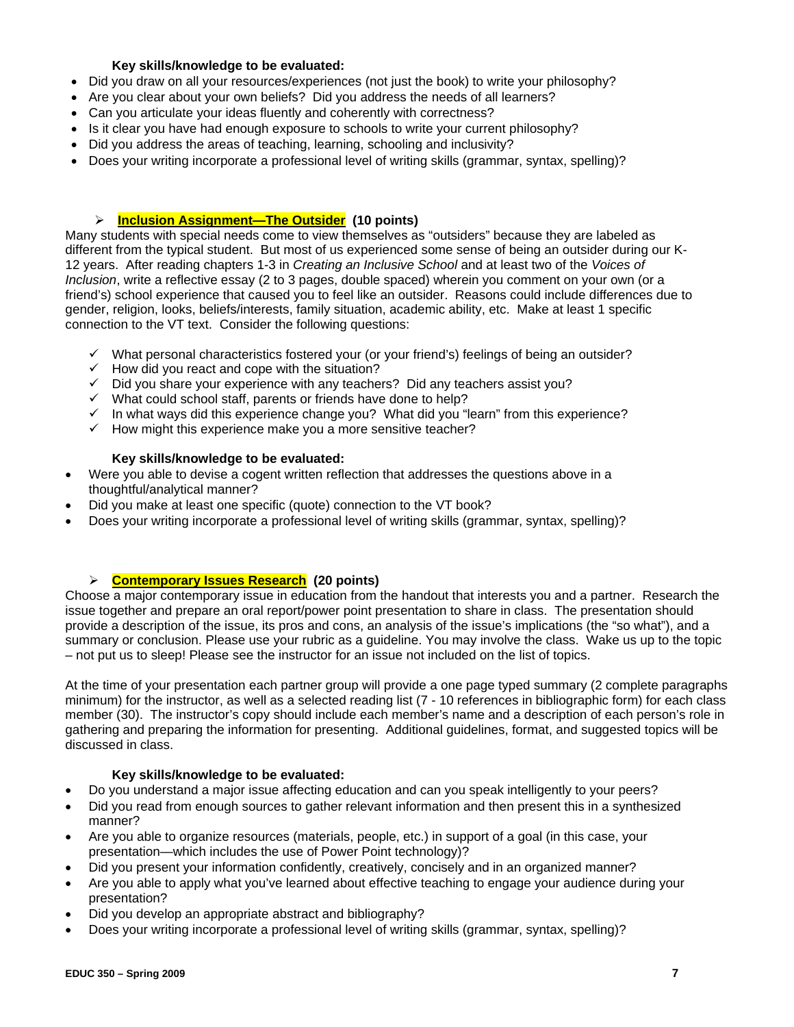**Key skills/knowledge to be evaluated:**

- Did you draw on all your resources/experiences (not just the book) to write your philosophy?
- Are you clear about your own beliefs? Did you address the needs of all learners?
- Can you articulate your ideas fluently and coherently with correctness?
- Is it clear you have had enough exposure to schools to write your current philosophy?
- Did you address the areas of teaching, learning, schooling and inclusivity?
- Does your writing incorporate a professional level of writing skills (grammar, syntax, spelling)?

### ➢ Inclusion Assignment—The Outsider (10 points)

Many students with special needs come to view themselves as "outsiders" because they are labeled as different from the typical student. But most of us experienced some sense of being an outsider during our K-12 years. After reading chapters 1-3 in *Creating an Inclusive School* and at least two of the *Voices of Inclusion*, write a reflective essay (2 to 3 pages, double spaced) wherein you comment on your own (or a friend's) school experience that caused you to feel like an outsider. Reasons could include differences due to gender, religion, looks, beliefs/interests, family situation, academic ability, etc. Make at least 1 specific connection to the VT text. Consider the following questions:

- ✓ What personal characteristics fostered your (or your friend's) feelings of being an outsider?
- ✓ How did you react and cope with the situation?
- ✓ Did you share your experience with any teachers? Did any teachers assist you?
- ✓ What could school staff, parents or friends have done to help?
- ✓ In what ways did this experience change you? What did you "learn" from this experience?
- ✓ How might this experience make you a more sensitive teacher?

**Key skills/knowledge to be evaluated:**

- Were you able to devise a cogent written reflection that addresses the questions above in a thoughtful/analytical manner?
- Did you make at least one specific (quote) connection to the VT book?
- Does your writing incorporate a professional level of writing skills (grammar, syntax, spelling)?

### ➢ Contemporary Issues Research (20 points)

Choose a major contemporary issue in education from the handout that interests you and a partner. Research the issue together and prepare an oral report/power point presentation to share in class. The presentation should provide a description of the issue, its pros and cons, an analysis of the issue's implications (the "so what"), and a summary or conclusion. Please use your rubric as a guideline. You may involve the class. Wake us up to the topic – not put us to sleep! Please see the instructor for an issue not included on the list of topics.

At the time of your presentation each partner group will provide a one page typed summary (2 complete paragraphs minimum) for the instructor, as well as a selected reading list (7 - 10 references in bibliographic form) for each class member (30). The instructor's copy should include each member's name and a description of each person's role in gathering and preparing the information for presenting. Additional guidelines, format, and suggested topics will be discussed in class.

**Key skills/knowledge to be evaluated:**

- Do you understand a major issue affecting education and can you speak intelligently to your peers?
- Did you read from enough sources to gather relevant information and then present this in a synthesized manner?
- Are you able to organize resources (materials, people, etc.) in support of a goal (in this case, your presentation—which includes the use of Power Point technology)?
- Did you present your information confidently, creatively, concisely and in an organized manner?
- Are you able to apply what you've learned about effective teaching to engage your audience during your presentation?
- Did you develop an appropriate abstract and bibliography?
- Does your writing incorporate a professional level of writing skills (grammar, syntax, spelling)?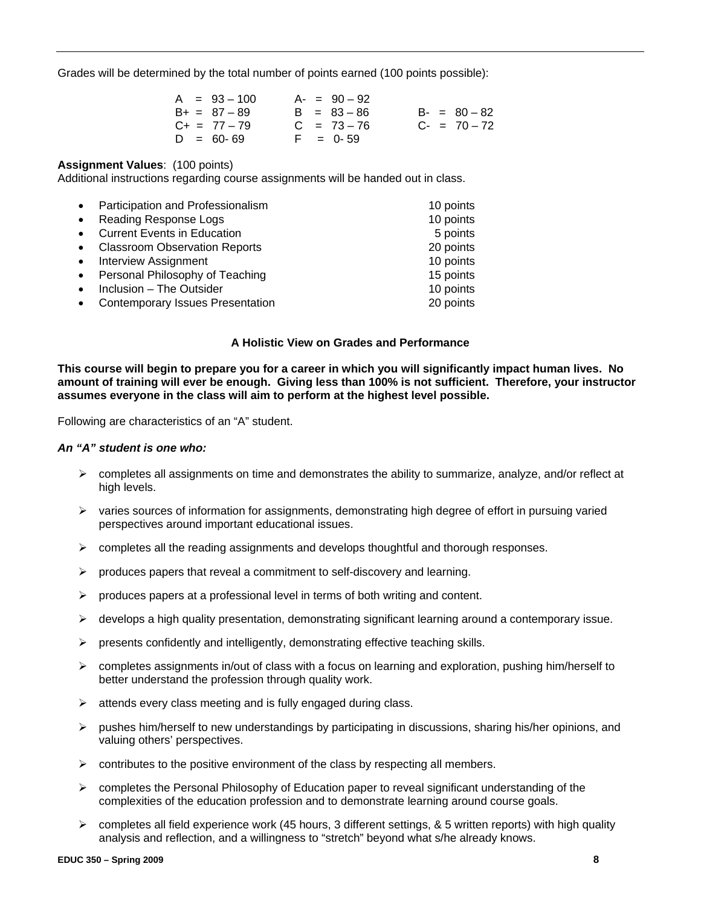Grades will be determined by the total number of points earned (100 points possible):

| | | |
|---|---|---|
| A = 93 – 100 | A- = 90 – 92 | |
| B+ = 87 – 89 | B = 83 – 86 | B- = 80 – 82 |
| C+ = 77 – 79 | C = 73 – 76 | C- = 70 – 72 |
| D = 60- 69 | F = 0- 59 | |

**Assignment Values**: (100 points)
Additional instructions regarding course assignments will be handed out in class.

| Assignment | Points |
|---|---|
| Participation and Professionalism | 10 points |
| Reading Response Logs | 10 points |
| Current Events in Education | 5 points |
| Classroom Observation Reports | 20 points |
| Interview Assignment | 10 points |
| Personal Philosophy of Teaching | 15 points |
| Inclusion – The Outsider | 10 points |
| Contemporary Issues Presentation | 20 points |

### A Holistic View on Grades and Performance

**This course will begin to prepare you for a career in which you will significantly impact human lives. No amount of training will ever be enough. Giving less than 100% is not sufficient. Therefore, your instructor assumes everyone in the class will aim to perform at the highest level possible.**

Following are characteristics of an "A" student.

***An "A" student is one who:***

- completes all assignments on time and demonstrates the ability to summarize, analyze, and/or reflect at high levels.
- varies sources of information for assignments, demonstrating high degree of effort in pursuing varied perspectives around important educational issues.
- completes all the reading assignments and develops thoughtful and thorough responses.
- produces papers that reveal a commitment to self-discovery and learning.
- produces papers at a professional level in terms of both writing and content.
- develops a high quality presentation, demonstrating significant learning around a contemporary issue.
- presents confidently and intelligently, demonstrating effective teaching skills.
- completes assignments in/out of class with a focus on learning and exploration, pushing him/herself to better understand the profession through quality work.
- attends every class meeting and is fully engaged during class.
- pushes him/herself to new understandings by participating in discussions, sharing his/her opinions, and valuing others' perspectives.
- contributes to the positive environment of the class by respecting all members.
- completes the Personal Philosophy of Education paper to reveal significant understanding of the complexities of the education profession and to demonstrate learning around course goals.
- completes all field experience work (45 hours, 3 different settings, & 5 written reports) with high quality analysis and reflection, and a willingness to "stretch" beyond what s/he already knows.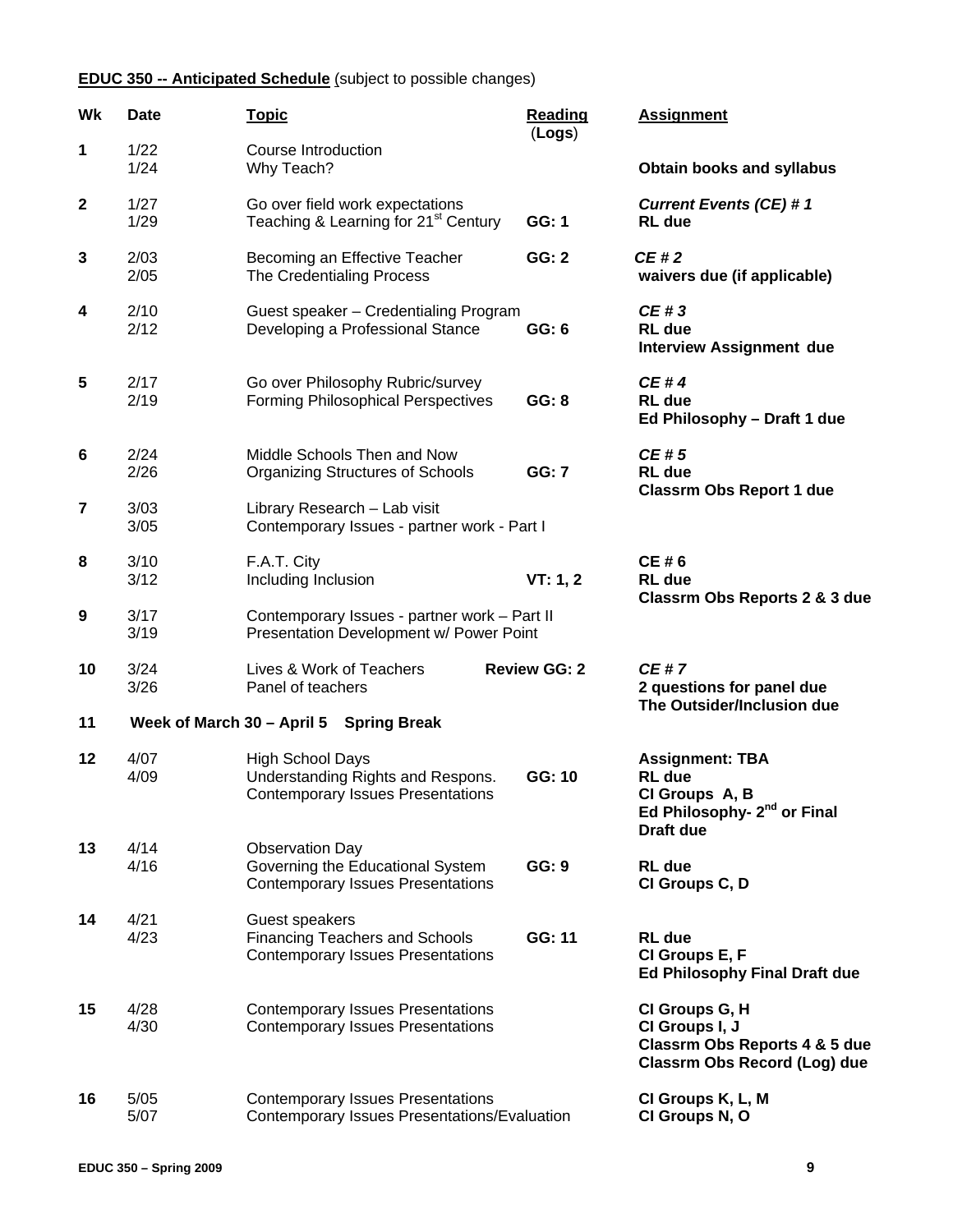**EDUC 350 -- Anticipated Schedule** (subject to possible changes)

| Wk | Date | Topic | Reading (Logs) | Assignment |
|---|---|---|---|---|
| 1 | 1/22 | Course Introduction | | |
| | 1/24 | Why Teach? | | **Obtain books and syllabus** |
| 2 | 1/27 | Go over field work expectations | | ***Current Events (CE) # 1*** |
| | 1/29 | Teaching & Learning for 21st Century | **GG: 1** | **RL due** |
| 3 | 2/03 | Becoming an Effective Teacher | **GG: 2** | ***CE # 2*** |
| | 2/05 | The Credentialing Process | | **waivers due (if applicable)** |
| 4 | 2/10 | Guest speaker – Credentialing Program | | ***CE # 3*** |
| | 2/12 | Developing a Professional Stance | **GG: 6** | **RL due**<br>**Interview Assignment due** |
| 5 | 2/17 | Go over Philosophy Rubric/survey | | ***CE # 4*** |
| | 2/19 | Forming Philosophical Perspectives | **GG: 8** | **RL due**<br>**Ed Philosophy – Draft 1 due** |
| 6 | 2/24 | Middle Schools Then and Now | | ***CE # 5*** |
| | 2/26 | Organizing Structures of Schools | **GG: 7** | **RL due**<br>**Classrm Obs Report 1 due** |
| 7 | 3/03 | Library Research – Lab visit | | |
| | 3/05 | Contemporary Issues - partner work - Part I | | |
| 8 | 3/10 | F.A.T. City | | **CE # 6** |
| | 3/12 | Including Inclusion | **VT: 1, 2** | **RL due**<br>**Classrm Obs Reports 2 & 3 due** |
| 9 | 3/17 | Contemporary Issues - partner work – Part II | | |
| | 3/19 | Presentation Development w/ Power Point | | |
| 10 | 3/24 | Lives & Work of Teachers | **Review GG: 2** | ***CE # 7*** |
| | 3/26 | Panel of teachers | | **2 questions for panel due**<br>**The Outsider/Inclusion due** |
| 11 | **Week of March 30 – April 5** | **Spring Break** | | |
| 12 | 4/07 | High School Days | | **Assignment: TBA** |
| | 4/09 | Understanding Rights and Respons.<br>Contemporary Issues Presentations | **GG: 10** | **RL due**<br>**CI Groups A, B**<br>**Ed Philosophy- 2nd or Final Draft due** |
| 13 | 4/14 | Observation Day | | |
| | 4/16 | Governing the Educational System<br>Contemporary Issues Presentations | **GG: 9** | **RL due**<br>**CI Groups C, D** |
| 14 | 4/21 | Guest speakers | | |
| | 4/23 | Financing Teachers and Schools<br>Contemporary Issues Presentations | **GG: 11** | **RL due**<br>**CI Groups E, F**<br>**Ed Philosophy Final Draft due** |
| 15 | 4/28 | Contemporary Issues Presentations | | **CI Groups G, H** |
| | 4/30 | Contemporary Issues Presentations | | **CI Groups I, J**<br>**Classrm Obs Reports 4 & 5 due**<br>**Classrm Obs Record (Log) due** |
| 16 | 5/05 | Contemporary Issues Presentations | | **CI Groups K, L, M** |
| | 5/07 | Contemporary Issues Presentations/Evaluation | | **CI Groups N, O** |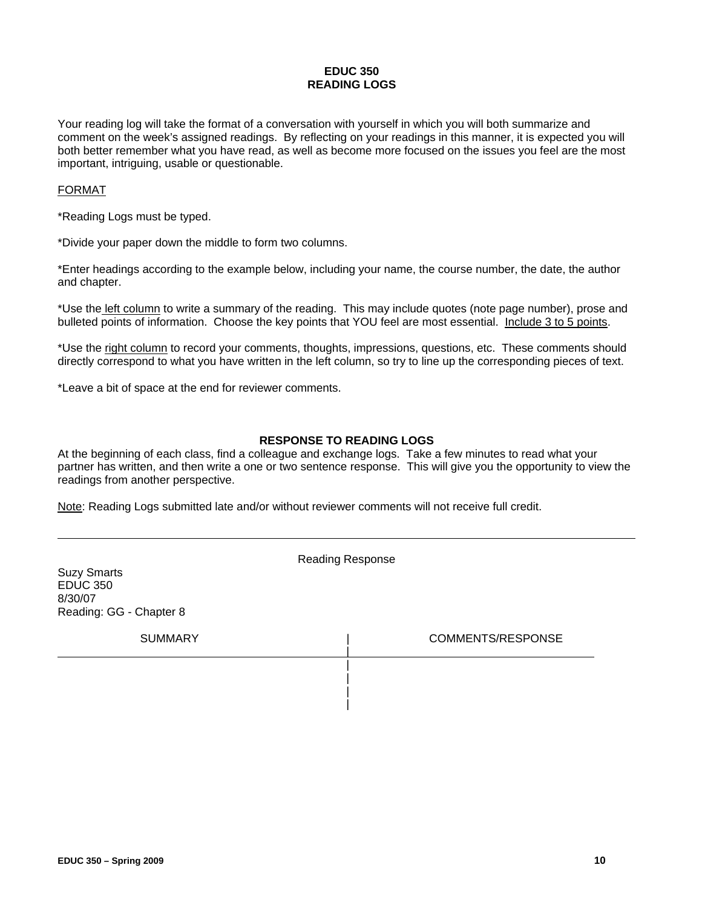## EDUC 350
## READING LOGS

Your reading log will take the format of a conversation with yourself in which you will both summarize and comment on the week's assigned readings. By reflecting on your readings in this manner, it is expected you will both better remember what you have read, as well as become more focused on the issues you feel are the most important, intriguing, usable or questionable.

FORMAT

*Reading Logs must be typed.

*Divide your paper down the middle to form two columns.

*Enter headings according to the example below, including your name, the course number, the date, the author and chapter.

*Use the left column to write a summary of the reading. This may include quotes (note page number), prose and bulleted points of information. Choose the key points that YOU feel are most essential. Include 3 to 5 points.

*Use the right column to record your comments, thoughts, impressions, questions, etc. These comments should directly correspond to what you have written in the left column, so try to line up the corresponding pieces of text.

*Leave a bit of space at the end for reviewer comments.

### RESPONSE TO READING LOGS

At the beginning of each class, find a colleague and exchange logs. Take a few minutes to read what your partner has written, and then write a one or two sentence response. This will give you the opportunity to view the readings from another perspective.

Note: Reading Logs submitted late and/or without reviewer comments will not receive full credit.

---

Reading Response

Suzy Smarts
EDUC 350
8/30/07
Reading: GG - Chapter 8

| SUMMARY | COMMENTS/RESPONSE |
| --- | --- |
| | |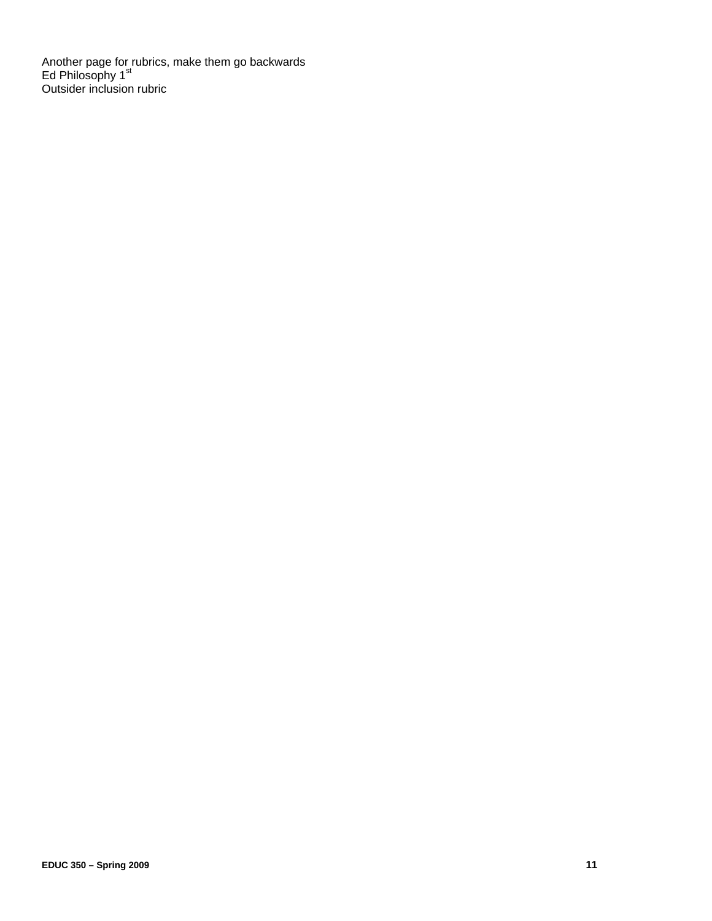Another page for rubrics, make them go backwards
Ed Philosophy 1st
Outsider inclusion rubric